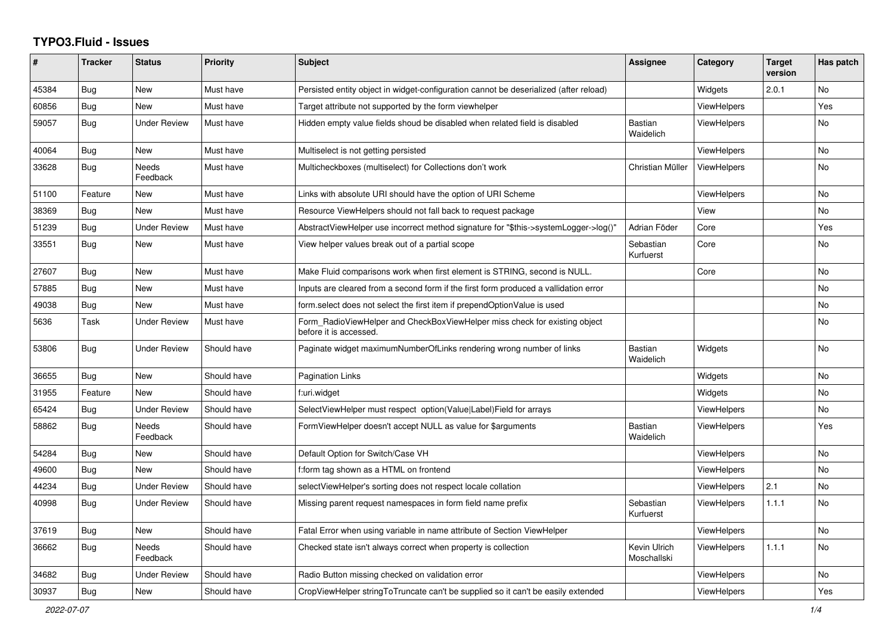# TYPO3.Fluid - Issues

| # | Tracker | Status | Priority | Subject | Assignee | Category | Target version | Has patch |
|---|---|---|---|---|---|---|---|---|
| 45384 | Bug | New | Must have | Persisted entity object in widget-configuration cannot be deserialized (after reload) | | Widgets | 2.0.1 | No |
| 60856 | Bug | New | Must have | Target attribute not supported by the form viewhelper | | ViewHelpers | | Yes |
| 59057 | Bug | Under Review | Must have | Hidden empty value fields shoud be disabled when related field is disabled | Bastian Waidelich | ViewHelpers | | No |
| 40064 | Bug | New | Must have | Multiselect is not getting persisted | | ViewHelpers | | No |
| 33628 | Bug | Needs Feedback | Must have | Multicheckboxes (multiselect) for Collections don't work | Christian Müller | ViewHelpers | | No |
| 51100 | Feature | New | Must have | Links with absolute URI should have the option of URI Scheme | | ViewHelpers | | No |
| 38369 | Bug | New | Must have | Resource ViewHelpers should not fall back to request package | | View | | No |
| 51239 | Bug | Under Review | Must have | AbstractViewHelper use incorrect method signature for "$this->systemLogger->log()" | Adrian Föder | Core | | Yes |
| 33551 | Bug | New | Must have | View helper values break out of a partial scope | Sebastian Kurfuerst | Core | | No |
| 27607 | Bug | New | Must have | Make Fluid comparisons work when first element is STRING, second is NULL. | | Core | | No |
| 57885 | Bug | New | Must have | Inputs are cleared from a second form if the first form produced a vallidation error | | | | No |
| 49038 | Bug | New | Must have | form.select does not select the first item if prependOptionValue is used | | | | No |
| 5636 | Task | Under Review | Must have | Form_RadioViewHelper and CheckBoxViewHelper miss check for existing object before it is accessed. | | | | No |
| 53806 | Bug | Under Review | Should have | Paginate widget maximumNumberOfLinks rendering wrong number of links | Bastian Waidelich | Widgets | | No |
| 36655 | Bug | New | Should have | Pagination Links | | Widgets | | No |
| 31955 | Feature | New | Should have | f:uri.widget | | Widgets | | No |
| 65424 | Bug | Under Review | Should have | SelectViewHelper must respect option(Value\|Label)Field for arrays | | ViewHelpers | | No |
| 58862 | Bug | Needs Feedback | Should have | FormViewHelper doesn't accept NULL as value for $arguments | Bastian Waidelich | ViewHelpers | | Yes |
| 54284 | Bug | New | Should have | Default Option for Switch/Case VH | | ViewHelpers | | No |
| 49600 | Bug | New | Should have | f:form tag shown as a HTML on frontend | | ViewHelpers | | No |
| 44234 | Bug | Under Review | Should have | selectViewHelper's sorting does not respect locale collation | | ViewHelpers | 2.1 | No |
| 40998 | Bug | Under Review | Should have | Missing parent request namespaces in form field name prefix | Sebastian Kurfuerst | ViewHelpers | 1.1.1 | No |
| 37619 | Bug | New | Should have | Fatal Error when using variable in name attribute of Section ViewHelper | | ViewHelpers | | No |
| 36662 | Bug | Needs Feedback | Should have | Checked state isn't always correct when property is collection | Kevin Ulrich Moschallski | ViewHelpers | 1.1.1 | No |
| 34682 | Bug | Under Review | Should have | Radio Button missing checked on validation error | | ViewHelpers | | No |
| 30937 | Bug | New | Should have | CropViewHelper stringToTruncate can't be supplied so it can't be easily extended | | ViewHelpers | | Yes |

*2022-07-07*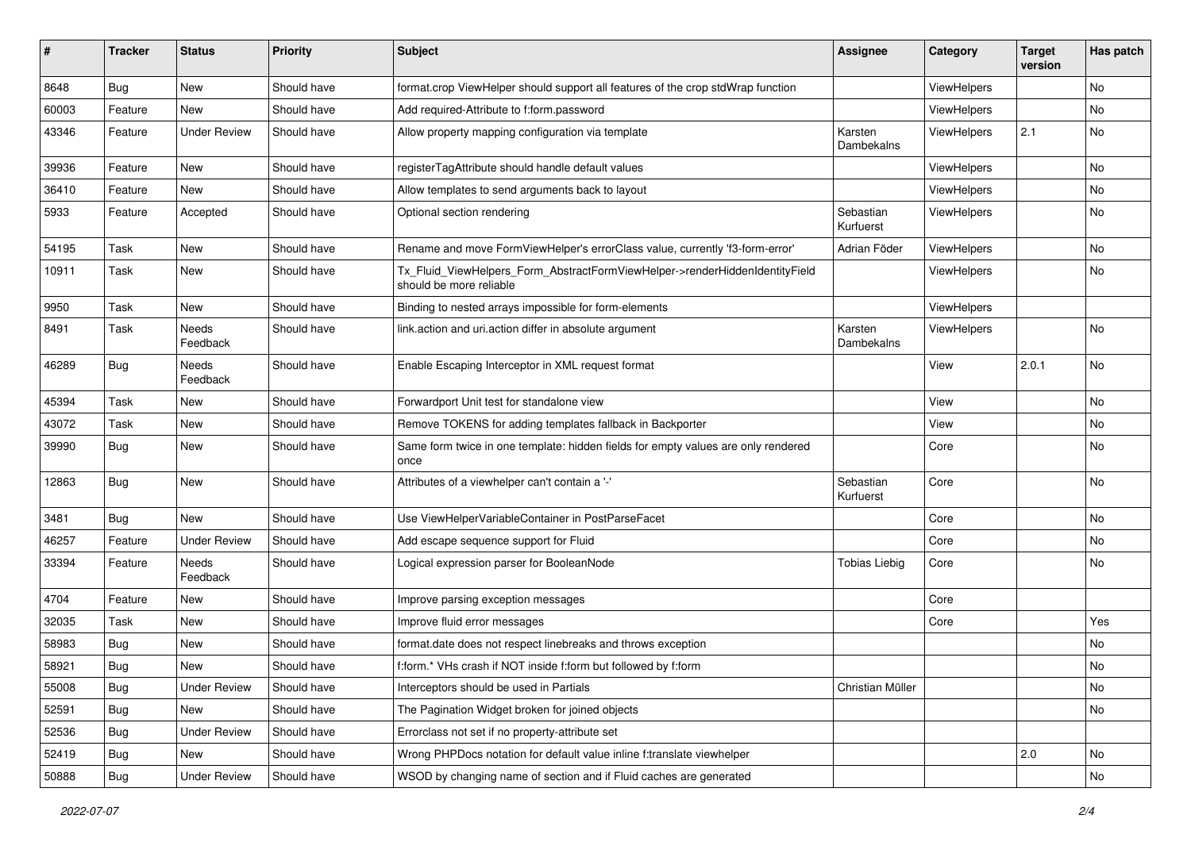| # | Tracker | Status | Priority | Subject | Assignee | Category | Target version | Has patch |
|---|---|---|---|---|---|---|---|---|
| 8648 | Bug | New | Should have | format.crop ViewHelper should support all features of the crop stdWrap function | | ViewHelpers | | No |
| 60003 | Feature | New | Should have | Add required-Attribute to f:form.password | | ViewHelpers | | No |
| 43346 | Feature | Under Review | Should have | Allow property mapping configuration via template | Karsten Dambekalns | ViewHelpers | 2.1 | No |
| 39936 | Feature | New | Should have | registerTagAttribute should handle default values | | ViewHelpers | | No |
| 36410 | Feature | New | Should have | Allow templates to send arguments back to layout | | ViewHelpers | | No |
| 5933 | Feature | Accepted | Should have | Optional section rendering | Sebastian Kurfuerst | ViewHelpers | | No |
| 54195 | Task | New | Should have | Rename and move FormViewHelper's errorClass value, currently 'f3-form-error' | Adrian Föder | ViewHelpers | | No |
| 10911 | Task | New | Should have | Tx_Fluid_ViewHelpers_Form_AbstractFormViewHelper->renderHiddenIdentityField should be more reliable | | ViewHelpers | | No |
| 9950 | Task | New | Should have | Binding to nested arrays impossible for form-elements | | ViewHelpers | | |
| 8491 | Task | Needs Feedback | Should have | link.action and uri.action differ in absolute argument | Karsten Dambekalns | ViewHelpers | | No |
| 46289 | Bug | Needs Feedback | Should have | Enable Escaping Interceptor in XML request format | | View | 2.0.1 | No |
| 45394 | Task | New | Should have | Forwardport Unit test for standalone view | | View | | No |
| 43072 | Task | New | Should have | Remove TOKENS for adding templates fallback in Backporter | | View | | No |
| 39990 | Bug | New | Should have | Same form twice in one template: hidden fields for empty values are only rendered once | | Core | | No |
| 12863 | Bug | New | Should have | Attributes of a viewhelper can't contain a '-' | Sebastian Kurfuerst | Core | | No |
| 3481 | Bug | New | Should have | Use ViewHelperVariableContainer in PostParseFacet | | Core | | No |
| 46257 | Feature | Under Review | Should have | Add escape sequence support for Fluid | | Core | | No |
| 33394 | Feature | Needs Feedback | Should have | Logical expression parser for BooleanNode | Tobias Liebig | Core | | No |
| 4704 | Feature | New | Should have | Improve parsing exception messages | | Core | | |
| 32035 | Task | New | Should have | Improve fluid error messages | | Core | | Yes |
| 58983 | Bug | New | Should have | format.date does not respect linebreaks and throws exception | | | | No |
| 58921 | Bug | New | Should have | f:form.* VHs crash if NOT inside f:form but followed by f:form | | | | No |
| 55008 | Bug | Under Review | Should have | Interceptors should be used in Partials | Christian Müller | | | No |
| 52591 | Bug | New | Should have | The Pagination Widget broken for joined objects | | | | No |
| 52536 | Bug | Under Review | Should have | Errorclass not set if no property-attribute set | | | | |
| 52419 | Bug | New | Should have | Wrong PHPDocs notation for default value inline f:translate viewhelper | | | 2.0 | No |
| 50888 | Bug | Under Review | Should have | WSOD by changing name of section and if Fluid caches are generated | | | | No |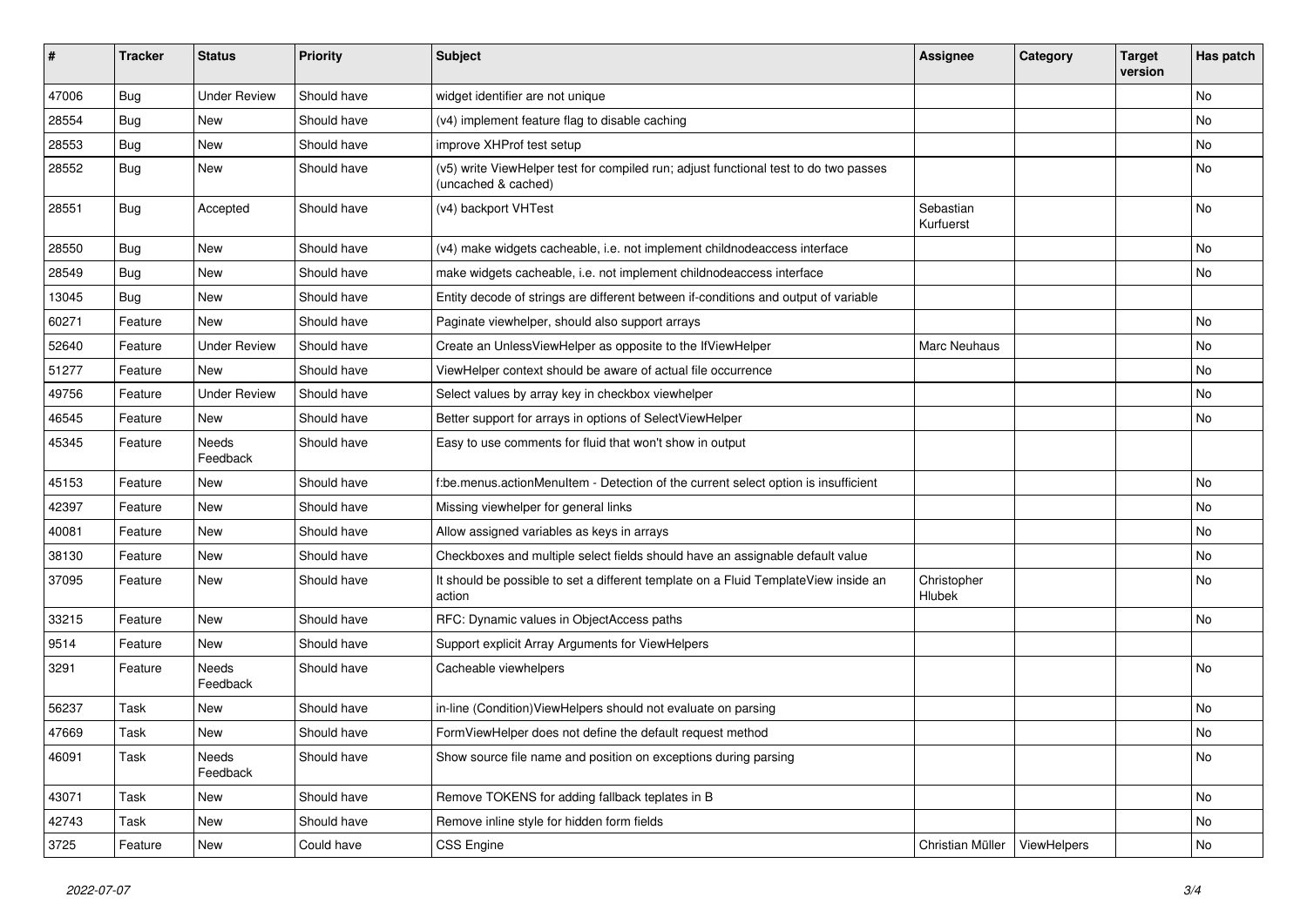| # | Tracker | Status | Priority | Subject | Assignee | Category | Target version | Has patch |
|---|---|---|---|---|---|---|---|---|
| 47006 | Bug | Under Review | Should have | widget identifier are not unique | | | | No |
| 28554 | Bug | New | Should have | (v4) implement feature flag to disable caching | | | | No |
| 28553 | Bug | New | Should have | improve XHProf test setup | | | | No |
| 28552 | Bug | New | Should have | (v5) write ViewHelper test for compiled run; adjust functional test to do two passes (uncached & cached) | | | | No |
| 28551 | Bug | Accepted | Should have | (v4) backport VHTest | Sebastian Kurfuerst | | | No |
| 28550 | Bug | New | Should have | (v4) make widgets cacheable, i.e. not implement childnodeaccess interface | | | | No |
| 28549 | Bug | New | Should have | make widgets cacheable, i.e. not implement childnodeaccess interface | | | | No |
| 13045 | Bug | New | Should have | Entity decode of strings are different between if-conditions and output of variable | | | | |
| 60271 | Feature | New | Should have | Paginate viewhelper, should also support arrays | | | | No |
| 52640 | Feature | Under Review | Should have | Create an UnlessViewHelper as opposite to the IfViewHelper | Marc Neuhaus | | | No |
| 51277 | Feature | New | Should have | ViewHelper context should be aware of actual file occurrence | | | | No |
| 49756 | Feature | Under Review | Should have | Select values by array key in checkbox viewhelper | | | | No |
| 46545 | Feature | New | Should have | Better support for arrays in options of SelectViewHelper | | | | No |
| 45345 | Feature | Needs Feedback | Should have | Easy to use comments for fluid that won't show in output | | | | |
| 45153 | Feature | New | Should have | f:be.menus.actionMenuItem - Detection of the current select option is insufficient | | | | No |
| 42397 | Feature | New | Should have | Missing viewhelper for general links | | | | No |
| 40081 | Feature | New | Should have | Allow assigned variables as keys in arrays | | | | No |
| 38130 | Feature | New | Should have | Checkboxes and multiple select fields should have an assignable default value | | | | No |
| 37095 | Feature | New | Should have | It should be possible to set a different template on a Fluid TemplateView inside an action | Christopher Hlubek | | | No |
| 33215 | Feature | New | Should have | RFC: Dynamic values in ObjectAccess paths | | | | No |
| 9514 | Feature | New | Should have | Support explicit Array Arguments for ViewHelpers | | | | |
| 3291 | Feature | Needs Feedback | Should have | Cacheable viewhelpers | | | | No |
| 56237 | Task | New | Should have | in-line (Condition)ViewHelpers should not evaluate on parsing | | | | No |
| 47669 | Task | New | Should have | FormViewHelper does not define the default request method | | | | No |
| 46091 | Task | Needs Feedback | Should have | Show source file name and position on exceptions during parsing | | | | No |
| 43071 | Task | New | Should have | Remove TOKENS for adding fallback teplates in B | | | | No |
| 42743 | Task | New | Should have | Remove inline style for hidden form fields | | | | No |
| 3725 | Feature | New | Could have | CSS Engine | Christian Müller | ViewHelpers | | No |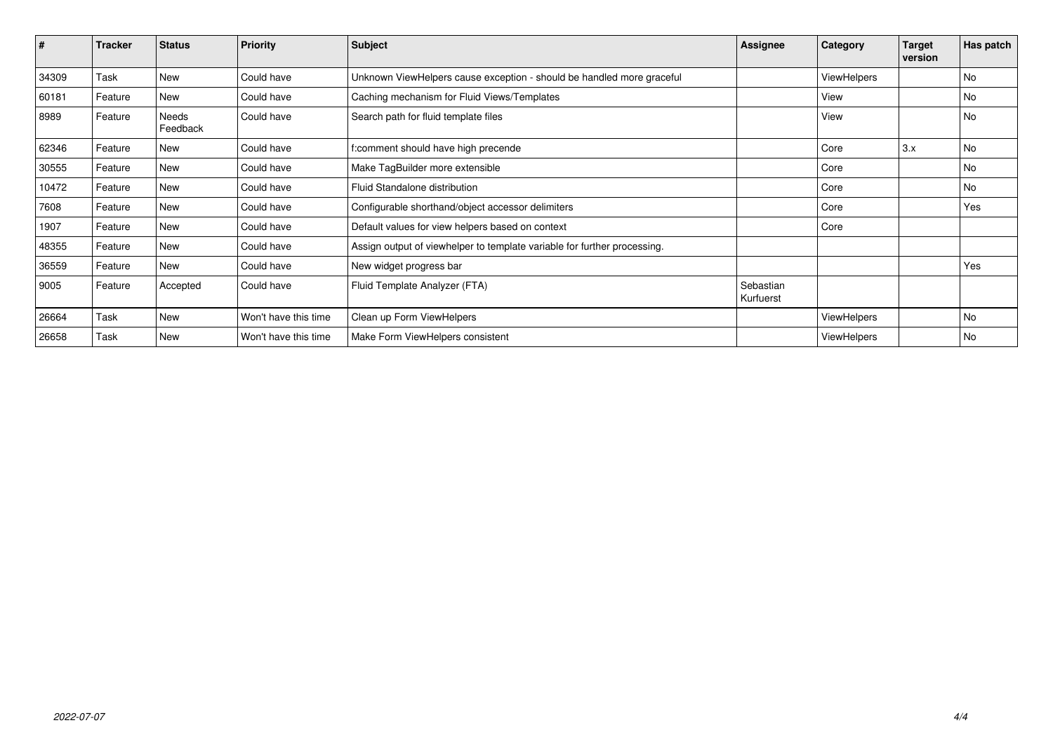| # | Tracker | Status | Priority | Subject | Assignee | Category | Target version | Has patch |
|---|---|---|---|---|---|---|---|---|
| 34309 | Task | New | Could have | Unknown ViewHelpers cause exception - should be handled more graceful | | ViewHelpers | | No |
| 60181 | Feature | New | Could have | Caching mechanism for Fluid Views/Templates | | View | | No |
| 8989 | Feature | Needs Feedback | Could have | Search path for fluid template files | | View | | No |
| 62346 | Feature | New | Could have | f:comment should have high precende | | Core | 3.x | No |
| 30555 | Feature | New | Could have | Make TagBuilder more extensible | | Core | | No |
| 10472 | Feature | New | Could have | Fluid Standalone distribution | | Core | | No |
| 7608 | Feature | New | Could have | Configurable shorthand/object accessor delimiters | | Core | | Yes |
| 1907 | Feature | New | Could have | Default values for view helpers based on context | | Core | | |
| 48355 | Feature | New | Could have | Assign output of viewhelper to template variable for further processing. | | | | |
| 36559 | Feature | New | Could have | New widget progress bar | | | | Yes |
| 9005 | Feature | Accepted | Could have | Fluid Template Analyzer (FTA) | Sebastian Kurfuerst | | | |
| 26664 | Task | New | Won't have this time | Clean up Form ViewHelpers | | ViewHelpers | | No |
| 26658 | Task | New | Won't have this time | Make Form ViewHelpers consistent | | ViewHelpers | | No |

*2022-07-07*